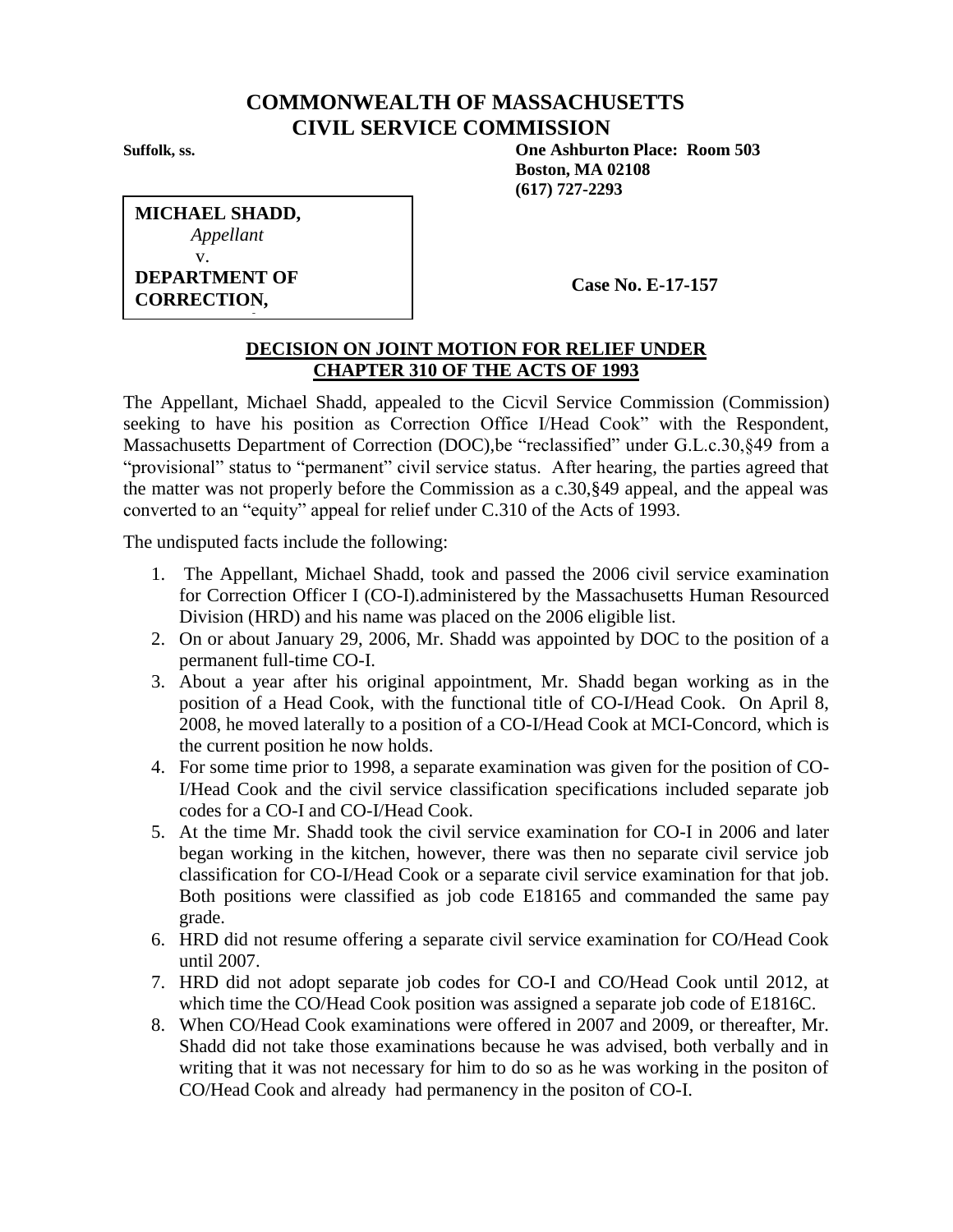# COMMONWEALTH OF MASSACHUSETTS
# CIVIL SERVICE COMMISSION

**Suffolk, ss.**

**One Ashburton Place: Room 503**
**Boston, MA 02108**
**(617) 727-2293**

**MICHAEL SHADD,**
*Appellant*
v.
**DEPARTMENT OF CORRECTION,**

**Case No. E-17-157**

## DECISION ON JOINT MOTION FOR RELIEF UNDER CHAPTER 310 OF THE ACTS OF 1993

The Appellant, Michael Shadd, appealed to the Cicvil Service Commission (Commission) seeking to have his position as Correction Office I/Head Cook" with the Respondent, Massachusetts Department of Correction (DOC),be "reclassified" under G.L.c.30,§49 from a "provisional" status to "permanent" civil service status. After hearing, the parties agreed that the matter was not properly before the Commission as a c.30,§49 appeal, and the appeal was converted to an "equity" appeal for relief under C.310 of the Acts of 1993.

The undisputed facts include the following:

1. The Appellant, Michael Shadd, took and passed the 2006 civil service examination for Correction Officer I (CO-I).administered by the Massachusetts Human Resourced Division (HRD) and his name was placed on the 2006 eligible list.
2. On or about January 29, 2006, Mr. Shadd was appointed by DOC to the position of a permanent full-time CO-I.
3. About a year after his original appointment, Mr. Shadd began working as in the position of a Head Cook, with the functional title of CO-I/Head Cook. On April 8, 2008, he moved laterally to a position of a CO-I/Head Cook at MCI-Concord, which is the current position he now holds.
4. For some time prior to 1998, a separate examination was given for the position of CO-I/Head Cook and the civil service classification specifications included separate job codes for a CO-I and CO-I/Head Cook.
5. At the time Mr. Shadd took the civil service examination for CO-I in 2006 and later began working in the kitchen, however, there was then no separate civil service job classification for CO-I/Head Cook or a separate civil service examination for that job. Both positions were classified as job code E18165 and commanded the same pay grade.
6. HRD did not resume offering a separate civil service examination for CO/Head Cook until 2007.
7. HRD did not adopt separate job codes for CO-I and CO/Head Cook until 2012, at which time the CO/Head Cook position was assigned a separate job code of E1816C.
8. When CO/Head Cook examinations were offered in 2007 and 2009, or thereafter, Mr. Shadd did not take those examinations because he was advised, both verbally and in writing that it was not necessary for him to do so as he was working in the positon of CO/Head Cook and already had permanency in the positon of CO-I.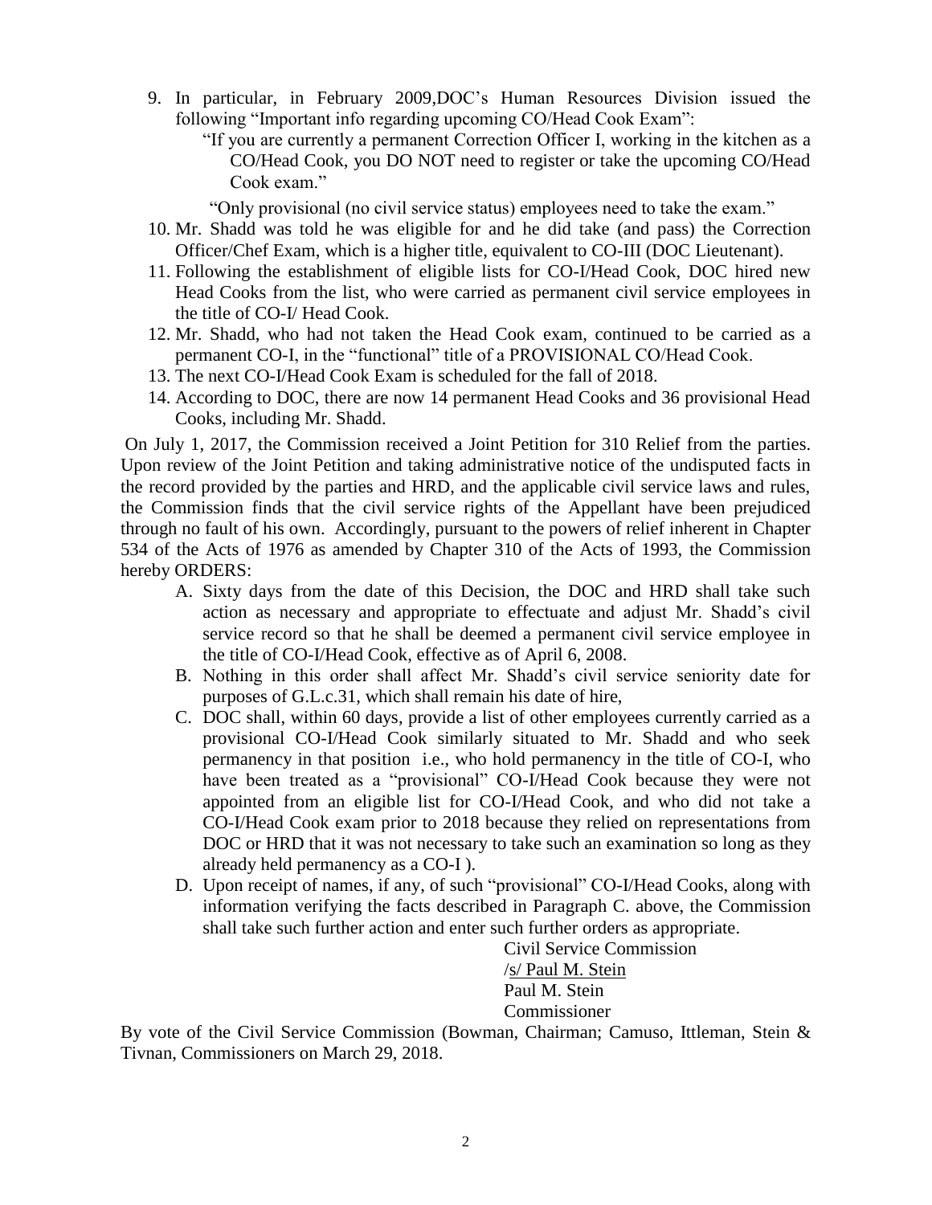9. In particular, in February 2009,DOC's Human Resources Division issued the following "Important info regarding upcoming CO/Head Cook Exam":

   "If you are currently a permanent Correction Officer I, working in the kitchen as a CO/Head Cook, you DO NOT need to register or take the upcoming CO/Head Cook exam."

   "Only provisional (no civil service status) employees need to take the exam."

10. Mr. Shadd was told he was eligible for and he did take (and pass) the Correction Officer/Chef Exam, which is a higher title, equivalent to CO-III (DOC Lieutenant).
11. Following the establishment of eligible lists for CO-I/Head Cook, DOC hired new Head Cooks from the list, who were carried as permanent civil service employees in the title of CO-I/ Head Cook.
12. Mr. Shadd, who had not taken the Head Cook exam, continued to be carried as a permanent CO-I, in the "functional" title of a PROVISIONAL CO/Head Cook.
13. The next CO-I/Head Cook Exam is scheduled for the fall of 2018.
14. According to DOC, there are now 14 permanent Head Cooks and 36 provisional Head Cooks, including Mr. Shadd.

On July 1, 2017, the Commission received a Joint Petition for 310 Relief from the parties. Upon review of the Joint Petition and taking administrative notice of the undisputed facts in the record provided by the parties and HRD, and the applicable civil service laws and rules, the Commission finds that the civil service rights of the Appellant have been prejudiced through no fault of his own. Accordingly, pursuant to the powers of relief inherent in Chapter 534 of the Acts of 1976 as amended by Chapter 310 of the Acts of 1993, the Commission hereby ORDERS:

A. Sixty days from the date of this Decision, the DOC and HRD shall take such action as necessary and appropriate to effectuate and adjust Mr. Shadd's civil service record so that he shall be deemed a permanent civil service employee in the title of CO-I/Head Cook, effective as of April 6, 2008.
B. Nothing in this order shall affect Mr. Shadd's civil service seniority date for purposes of G.L.c.31, which shall remain his date of hire,
C. DOC shall, within 60 days, provide a list of other employees currently carried as a provisional CO-I/Head Cook similarly situated to Mr. Shadd and who seek permanency in that position i.e., who hold permanency in the title of CO-I, who have been treated as a "provisional" CO-I/Head Cook because they were not appointed from an eligible list for CO-I/Head Cook, and who did not take a CO-I/Head Cook exam prior to 2018 because they relied on representations from DOC or HRD that it was not necessary to take such an examination so long as they already held permanency as a CO-I ).
D. Upon receipt of names, if any, of such "provisional" CO-I/Head Cooks, along with information verifying the facts described in Paragraph C. above, the Commission shall take such further action and enter such further orders as appropriate.

Civil Service Commission
/s/ Paul M. Stein
Paul M. Stein
Commissioner

By vote of the Civil Service Commission (Bowman, Chairman; Camuso, Ittleman, Stein & Tivnan, Commissioners on March 29, 2018.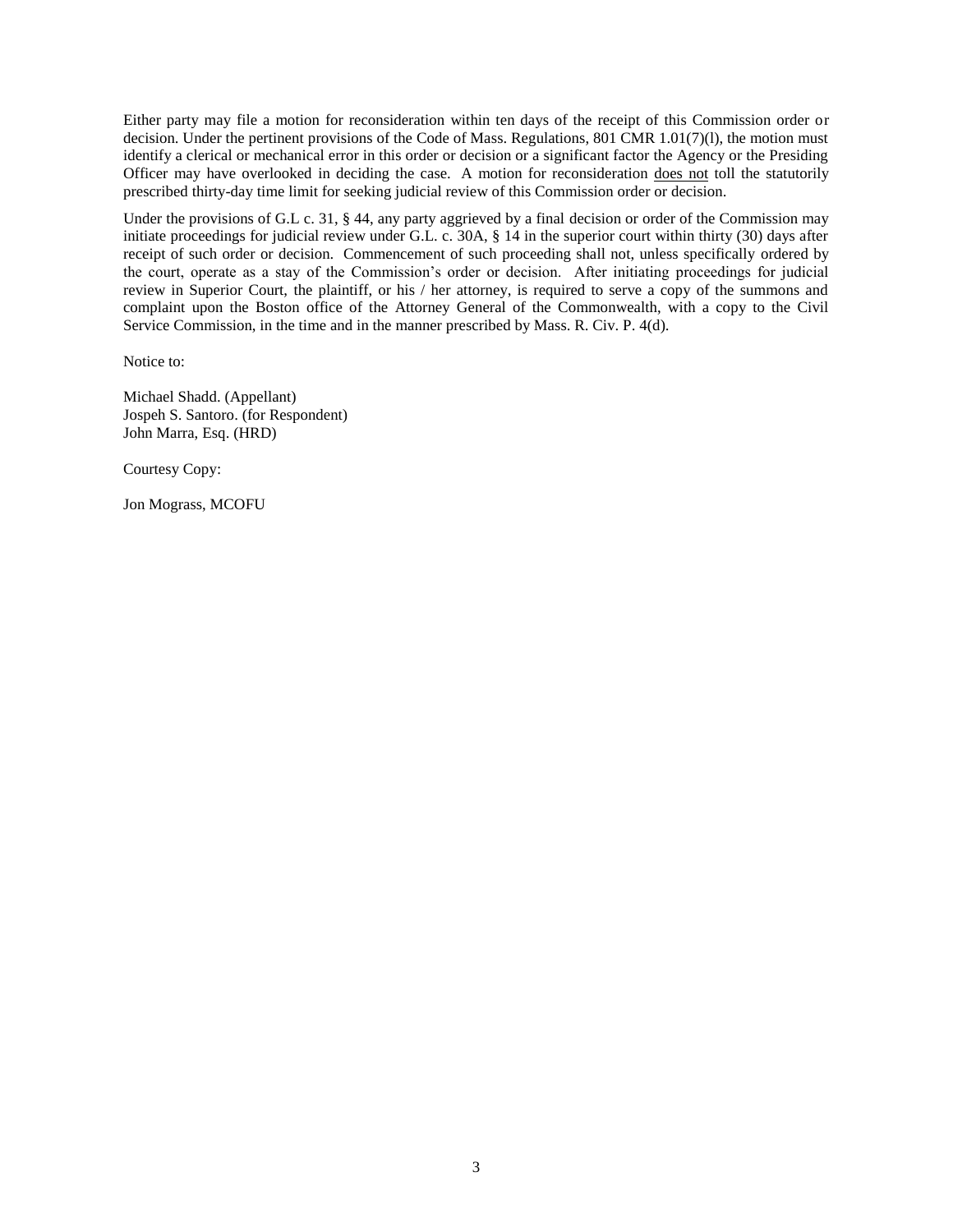Either party may file a motion for reconsideration within ten days of the receipt of this Commission order or decision. Under the pertinent provisions of the Code of Mass. Regulations, 801 CMR 1.01(7)(l), the motion must identify a clerical or mechanical error in this order or decision or a significant factor the Agency or the Presiding Officer may have overlooked in deciding the case. A motion for reconsideration does not toll the statutorily prescribed thirty-day time limit for seeking judicial review of this Commission order or decision.

Under the provisions of G.L c. 31, § 44, any party aggrieved by a final decision or order of the Commission may initiate proceedings for judicial review under G.L. c. 30A, § 14 in the superior court within thirty (30) days after receipt of such order or decision. Commencement of such proceeding shall not, unless specifically ordered by the court, operate as a stay of the Commission's order or decision. After initiating proceedings for judicial review in Superior Court, the plaintiff, or his / her attorney, is required to serve a copy of the summons and complaint upon the Boston office of the Attorney General of the Commonwealth, with a copy to the Civil Service Commission, in the time and in the manner prescribed by Mass. R. Civ. P. 4(d).

Notice to:

Michael Shadd. (Appellant)
Jospeh S. Santoro. (for Respondent)
John Marra, Esq. (HRD)

Courtesy Copy:

Jon Mograss, MCOFU